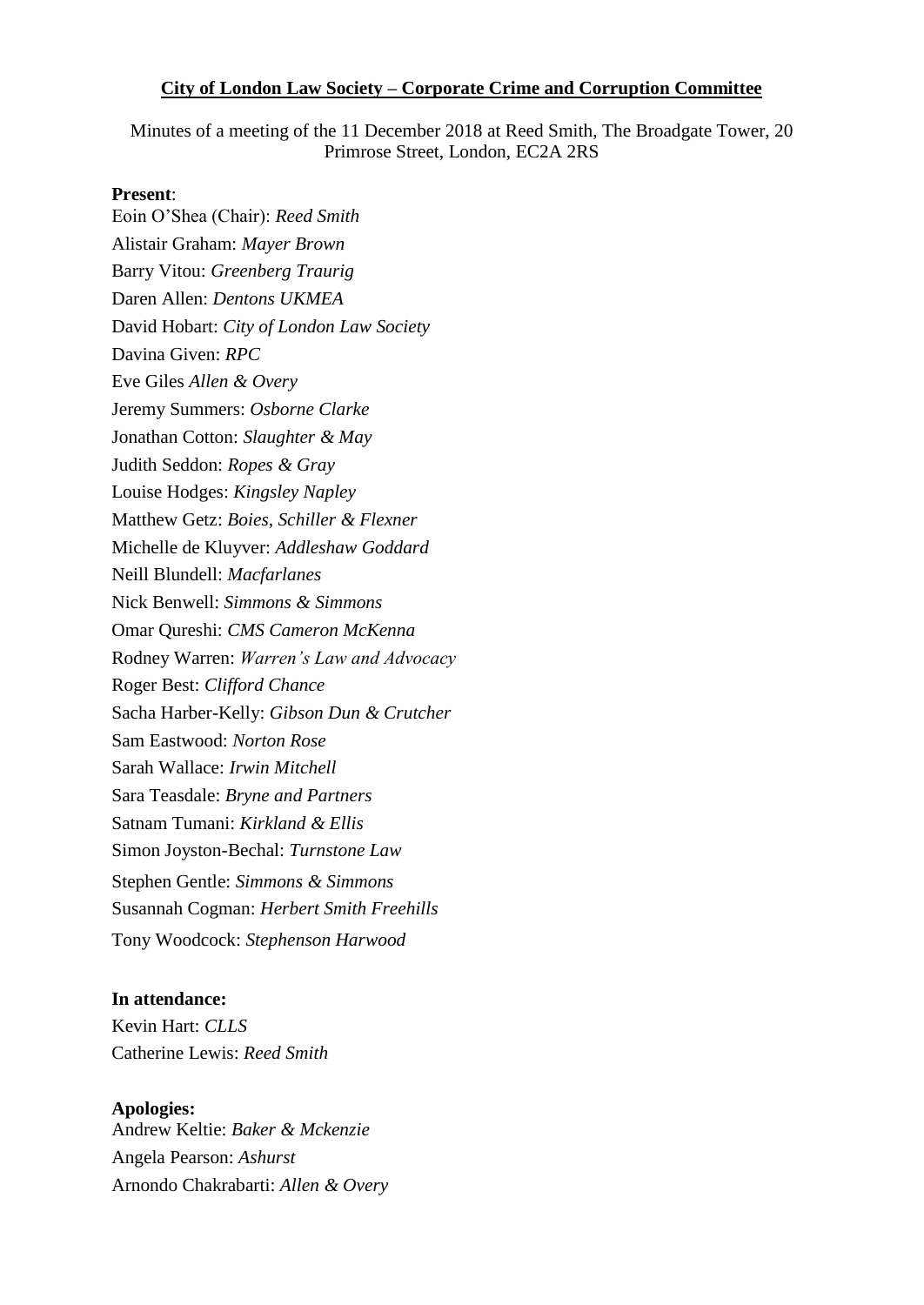**City of London Law Society – Corporate Crime and Corruption Committee**

Minutes of a meeting of the 11 December 2018 at Reed Smith, The Broadgate Tower, 20 Primrose Street, London, EC2A 2RS

**Present**:

Eoin O'Shea (Chair): *Reed Smith*
Alistair Graham: *Mayer Brown*
Barry Vitou: *Greenberg Traurig*
Daren Allen: *Dentons UKMEA*
David Hobart: *City of London Law Society*
Davina Given: *RPC*
Eve Giles *Allen & Overy*
Jeremy Summers: *Osborne Clarke*
Jonathan Cotton: *Slaughter & May*
Judith Seddon: *Ropes & Gray*
Louise Hodges: *Kingsley Napley*
Matthew Getz: *Boies, Schiller & Flexner*
Michelle de Kluyver: *Addleshaw Goddard*
Neill Blundell: *Macfarlanes*
Nick Benwell: *Simmons & Simmons*
Omar Qureshi: *CMS Cameron McKenna*
Rodney Warren: *Warren's Law and Advocacy*
Roger Best: *Clifford Chance*
Sacha Harber-Kelly: *Gibson Dun & Crutcher*
Sam Eastwood: *Norton Rose*
Sarah Wallace: *Irwin Mitchell*
Sara Teasdale: *Bryne and Partners*
Satnam Tumani: *Kirkland & Ellis*
Simon Joyston-Bechal: *Turnstone Law*
Stephen Gentle: *Simmons & Simmons*
Susannah Cogman: *Herbert Smith Freehills*
Tony Woodcock: *Stephenson Harwood*

**In attendance:**

Kevin Hart: *CLLS*
Catherine Lewis: *Reed Smith*

**Apologies:**

Andrew Keltie: *Baker & Mckenzie*
Angela Pearson: *Ashurst*
Arnondo Chakrabarti: *Allen & Overy*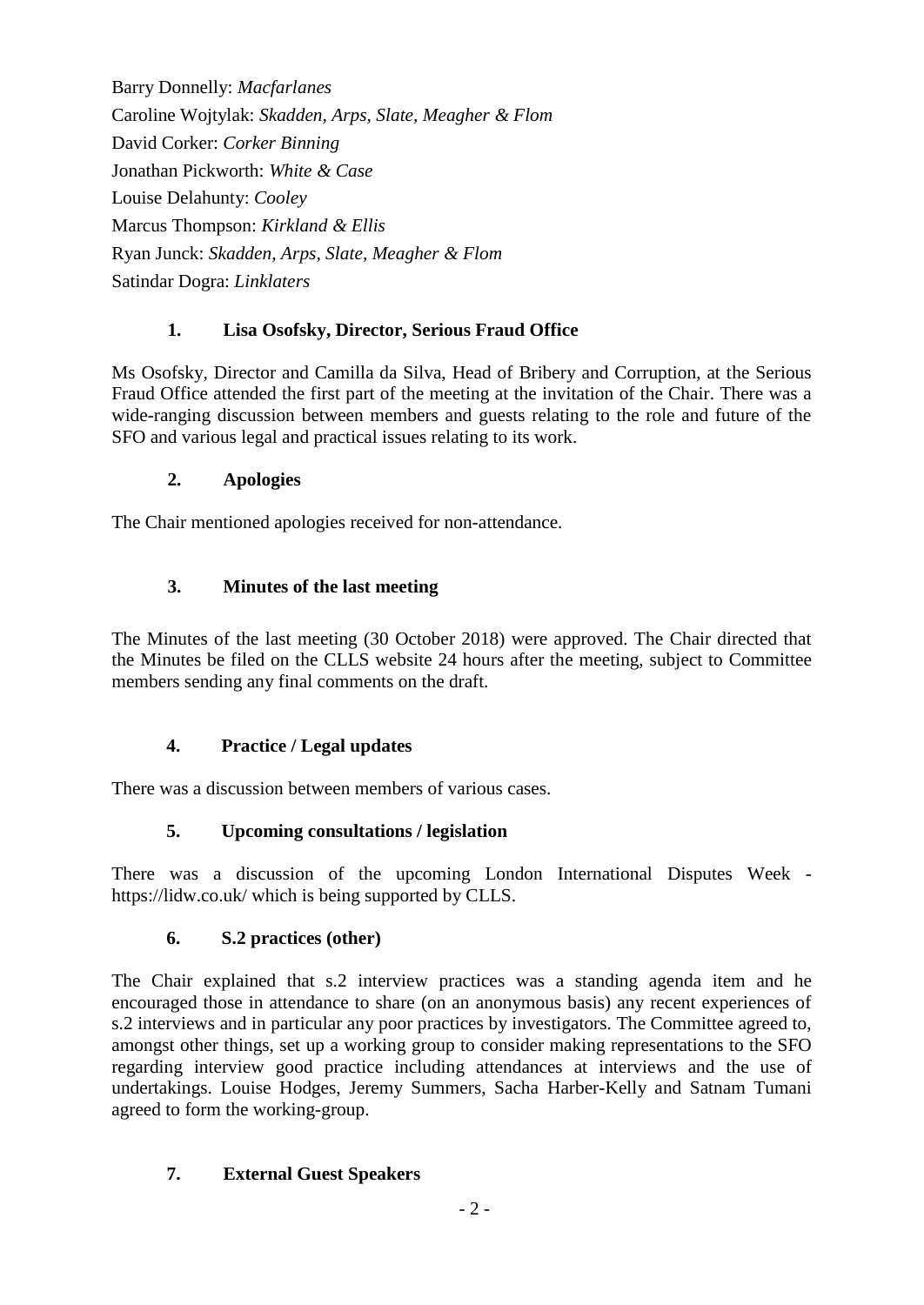Barry Donnelly: *Macfarlanes*
Caroline Wojtylak: *Skadden, Arps, Slate, Meagher & Flom*
David Corker: *Corker Binning*
Jonathan Pickworth: *White & Case*
Louise Delahunty: *Cooley*
Marcus Thompson: *Kirkland & Ellis*
Ryan Junck: *Skadden, Arps, Slate, Meagher & Flom*
Satindar Dogra: *Linklaters*

## 1. Lisa Osofsky, Director, Serious Fraud Office

Ms Osofsky, Director and Camilla da Silva, Head of Bribery and Corruption, at the Serious Fraud Office attended the first part of the meeting at the invitation of the Chair. There was a wide-ranging discussion between members and guests relating to the role and future of the SFO and various legal and practical issues relating to its work.

## 2. Apologies

The Chair mentioned apologies received for non-attendance.

## 3. Minutes of the last meeting

The Minutes of the last meeting (30 October 2018) were approved. The Chair directed that the Minutes be filed on the CLLS website 24 hours after the meeting, subject to Committee members sending any final comments on the draft.

## 4. Practice / Legal updates

There was a discussion between members of various cases.

## 5. Upcoming consultations / legislation

There was a discussion of the upcoming London International Disputes Week - https://lidw.co.uk/ which is being supported by CLLS.

## 6. S.2 practices (other)

The Chair explained that s.2 interview practices was a standing agenda item and he encouraged those in attendance to share (on an anonymous basis) any recent experiences of s.2 interviews and in particular any poor practices by investigators. The Committee agreed to, amongst other things, set up a working group to consider making representations to the SFO regarding interview good practice including attendances at interviews and the use of undertakings. Louise Hodges, Jeremy Summers, Sacha Harber-Kelly and Satnam Tumani agreed to form the working-group.

## 7. External Guest Speakers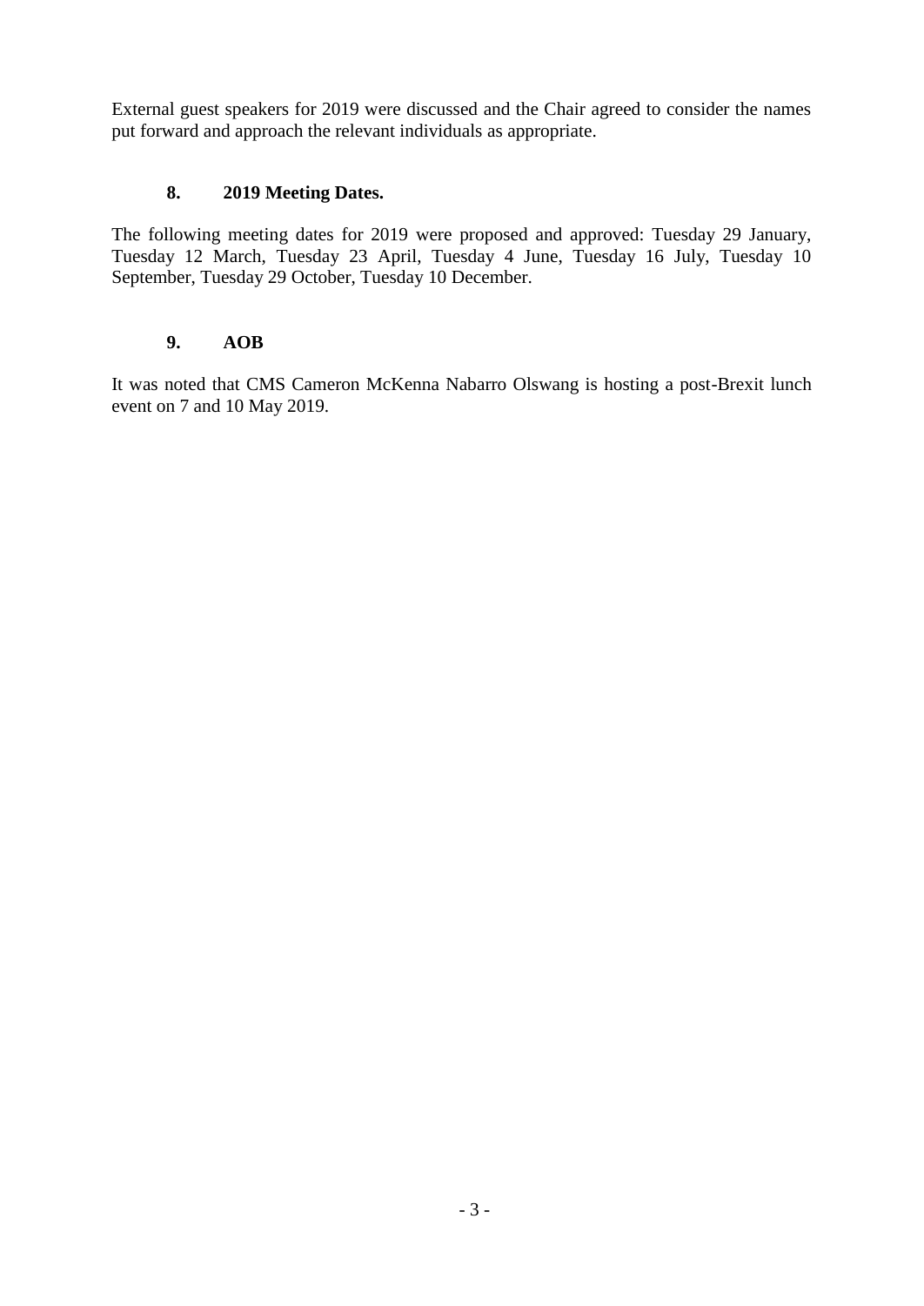External guest speakers for 2019 were discussed and the Chair agreed to consider the names put forward and approach the relevant individuals as appropriate.

### 8. 2019 Meeting Dates.

The following meeting dates for 2019 were proposed and approved: Tuesday 29 January, Tuesday 12 March, Tuesday 23 April, Tuesday 4 June, Tuesday 16 July, Tuesday 10 September, Tuesday 29 October, Tuesday 10 December.

### 9. AOB

It was noted that CMS Cameron McKenna Nabarro Olswang is hosting a post-Brexit lunch event on 7 and 10 May 2019.